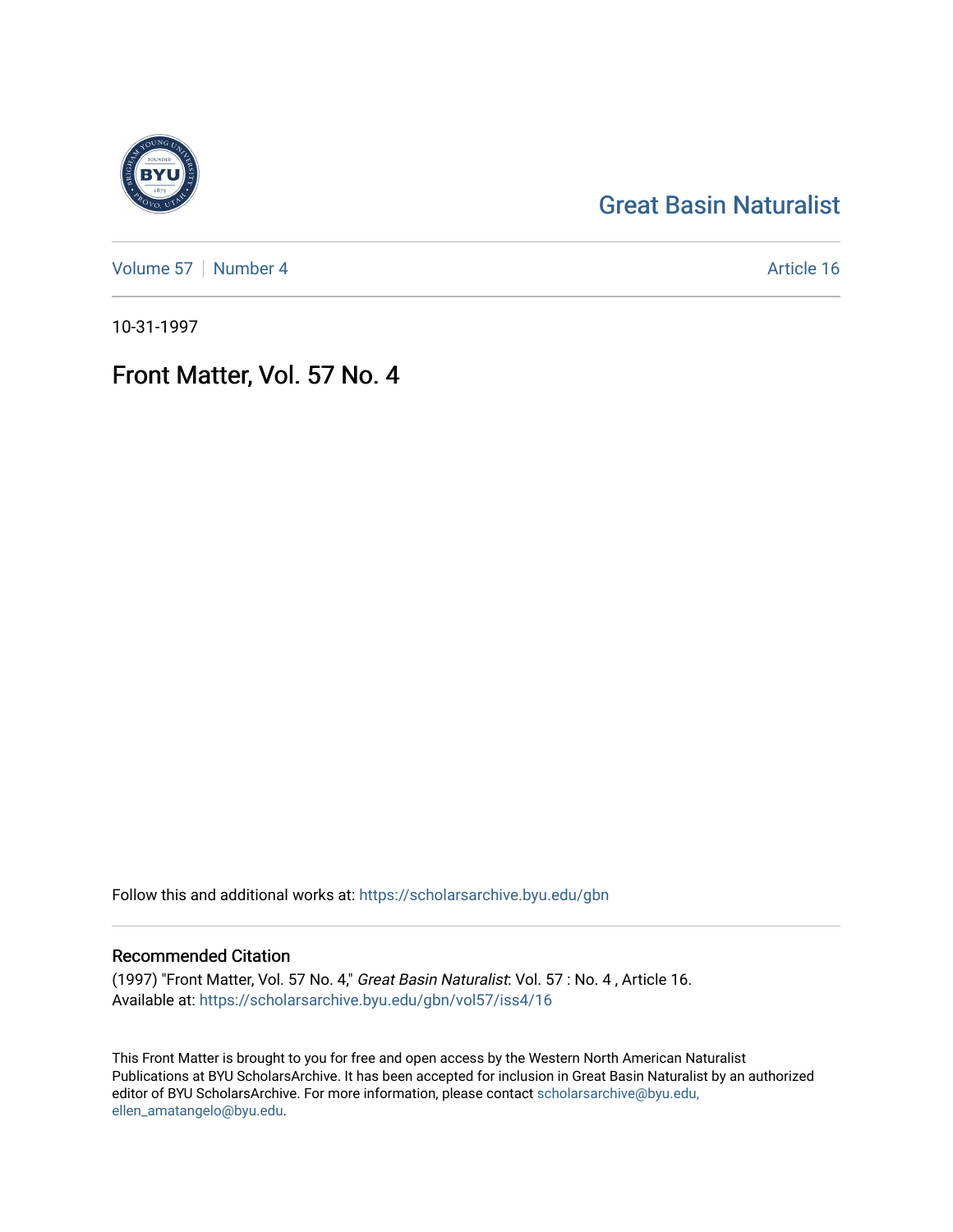# Great Basin Naturalist

Volume 57 | Number 4 | Article 16

10-31-1997

## Front Matter, Vol. 57 No. 4

Follow this and additional works at: https://scholarsarchive.byu.edu/gbn

### Recommended Citation

(1997) "Front Matter, Vol. 57 No. 4," *Great Basin Naturalist*: Vol. 57 : No. 4 , Article 16.
Available at: https://scholarsarchive.byu.edu/gbn/vol57/iss4/16

This Front Matter is brought to you for free and open access by the Western North American Naturalist Publications at BYU ScholarsArchive. It has been accepted for inclusion in Great Basin Naturalist by an authorized editor of BYU ScholarsArchive. For more information, please contact scholarsarchive@byu.edu, ellen_amatangelo@byu.edu.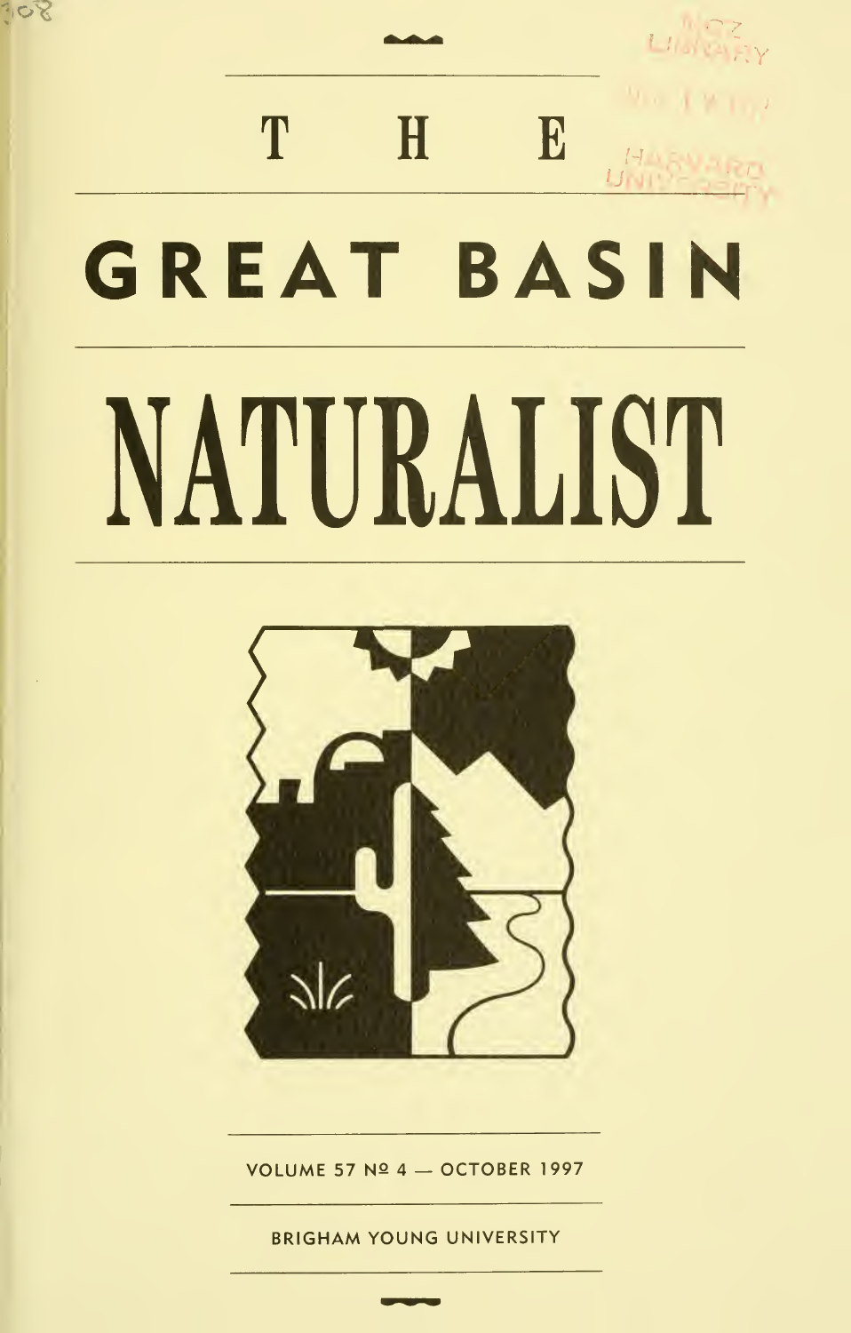# THE

# GREAT BASIN

# NATURALIST

VOLUME 57 № 4 — OCTOBER 1997

BRIGHAM YOUNG UNIVERSITY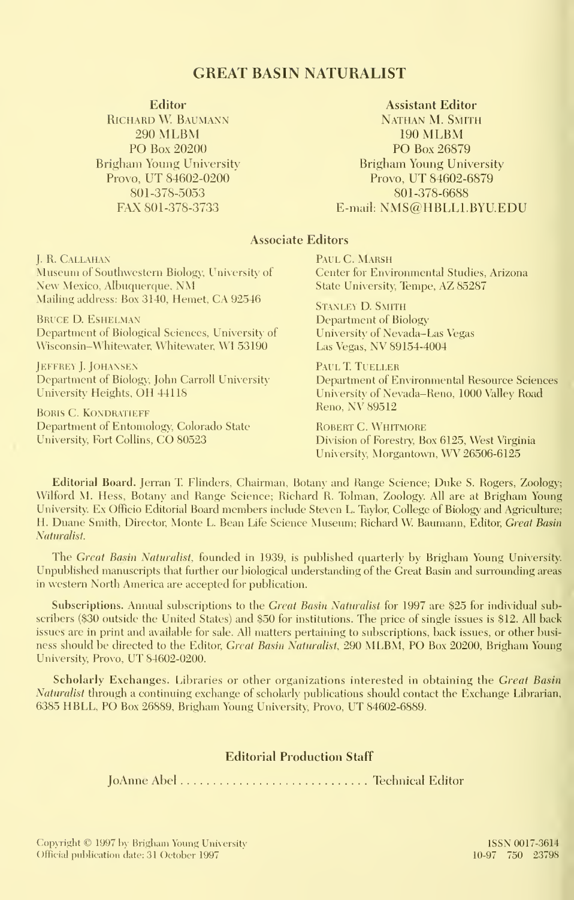# GREAT BASIN NATURALIST

**Editor**
Richard W. Baumann
290 MLBM
PO Box 20200
Brigham Young University
Provo, UT 84602-0200
801-378-5053
FAX 801-378-3733

**Assistant Editor**
Nathan M. Smith
190 MLBM
PO Box 26879
Brigham Young University
Provo, UT 84602-6879
801-378-6688
E-mail: NMS@HBLL1.BYU.EDU

## Associate Editors

J. R. Callahan
Museum of Southwestern Biology, University of New Mexico, Albuquerque, NM
Mailing address: Box 3140, Hemet, CA 92546

Bruce D. Eshelman
Department of Biological Sciences, University of Wisconsin–Whitewater, Whitewater, WI 53190

Jeffrey J. Johansen
Department of Biology, John Carroll University
University Heights, OH 44118

Boris C. Kondratieff
Department of Entomology, Colorado State University, Fort Collins, CO 80523

Paul C. Marsh
Center for Environmental Studies, Arizona State University, Tempe, AZ 85287

Stanley D. Smith
Department of Biology
University of Nevada–Las Vegas
Las Vegas, NV 89154-4004

Paul T. Tueller
Department of Environmental Resource Sciences
University of Nevada–Reno, 1000 Valley Road
Reno, NV 89512

Robert C. Whitmore
Division of Forestry, Box 6125, West Virginia University, Morgantown, WV 26506-6125

**Editorial Board.** Jerran T. Flinders, Chairman, Botany and Range Science; Duke S. Rogers, Zoology; Wilford M. Hess, Botany and Range Science; Richard R. Tolman, Zoology. All are at Brigham Young University. Ex Officio Editorial Board members include Steven L. Taylor, College of Biology and Agriculture; H. Duane Smith, Director, Monte L. Bean Life Science Museum; Richard W. Baumann, Editor, *Great Basin Naturalist*.

The *Great Basin Naturalist*, founded in 1939, is published quarterly by Brigham Young University. Unpublished manuscripts that further our biological understanding of the Great Basin and surrounding areas in western North America are accepted for publication.

**Subscriptions.** Annual subscriptions to the *Great Basin Naturalist* for 1997 are $25 for individual subscribers ($30 outside the United States) and $50 for institutions. The price of single issues is $12. All back issues are in print and available for sale. All matters pertaining to subscriptions, back issues, or other business should be directed to the Editor, *Great Basin Naturalist*, 290 MLBM, PO Box 20200, Brigham Young University, Provo, UT 84602-0200.

**Scholarly Exchanges.** Libraries or other organizations interested in obtaining the *Great Basin Naturalist* through a continuing exchange of scholarly publications should contact the Exchange Librarian, 6385 HBLL, PO Box 26889, Brigham Young University, Provo, UT 84602-6889.

## Editorial Production Staff

JoAnne Abel .............................. Technical Editor

Copyright © 1997 by Brigham Young University
Official publication date: 31 October 1997

ISSN 0017-3614
10-97 750 23798